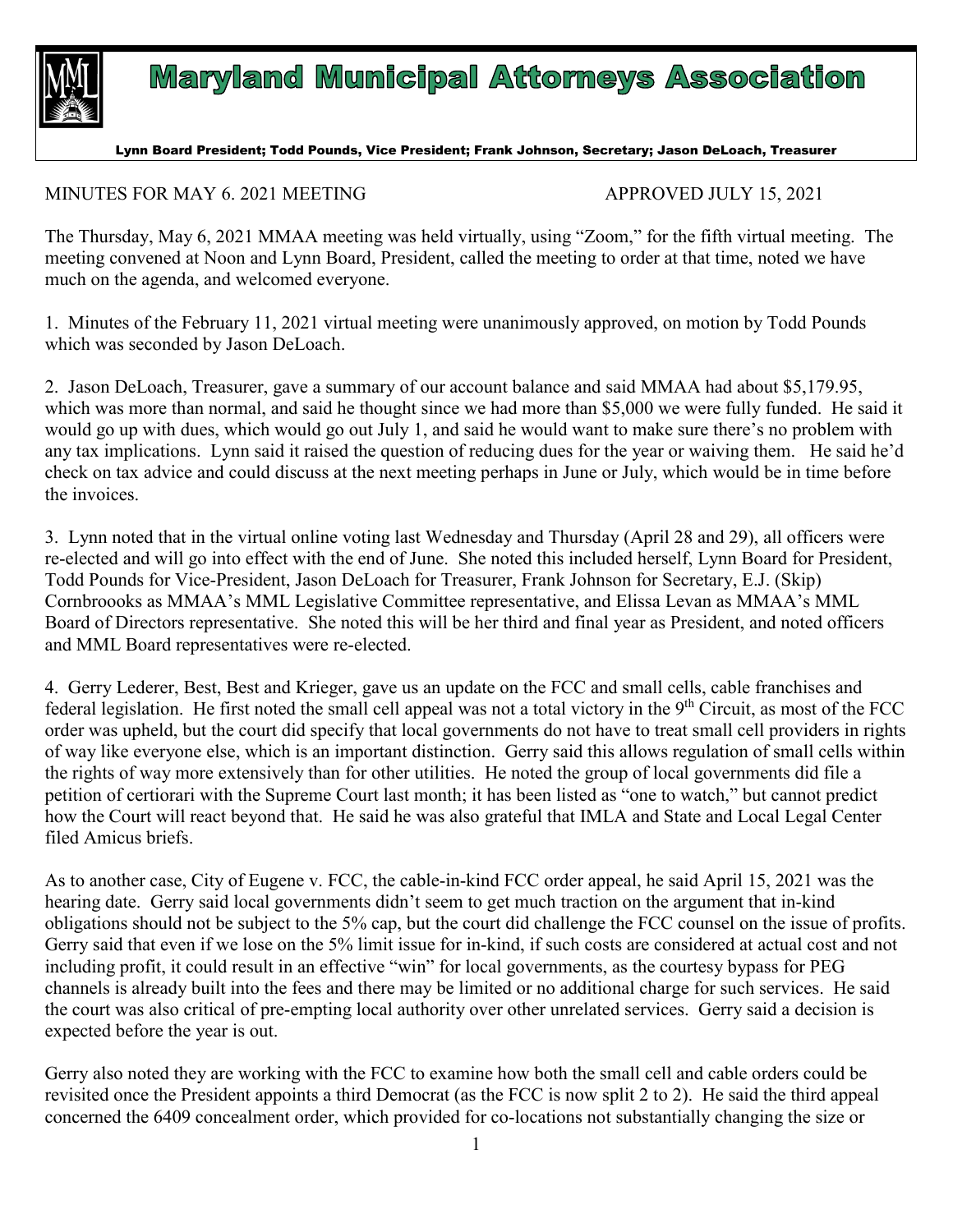# Maryland Municipal Attorneys Association

Lynn Board President; Todd Pounds, Vice President; Frank Johnson, Secretary; Jason DeLoach, Treasurer

MINUTES FOR MAY 6. 2021 MEETING APPROVED JULY 15, 2021

The Thursday, May 6, 2021 MMAA meeting was held virtually, using "Zoom," for the fifth virtual meeting. The meeting convened at Noon and Lynn Board, President, called the meeting to order at that time, noted we have much on the agenda, and welcomed everyone.

1. Minutes of the February 11, 2021 virtual meeting were unanimously approved, on motion by Todd Pounds which was seconded by Jason DeLoach.

2. Jason DeLoach, Treasurer, gave a summary of our account balance and said MMAA had about $5,179.95, which was more than normal, and said he thought since we had more than $5,000 we were fully funded. He said it would go up with dues, which would go out July 1, and said he would want to make sure there's no problem with any tax implications. Lynn said it raised the question of reducing dues for the year or waiving them. He said he'd check on tax advice and could discuss at the next meeting perhaps in June or July, which would be in time before the invoices.

3. Lynn noted that in the virtual online voting last Wednesday and Thursday (April 28 and 29), all officers were re-elected and will go into effect with the end of June. She noted this included herself, Lynn Board for President, Todd Pounds for Vice-President, Jason DeLoach for Treasurer, Frank Johnson for Secretary, E.J. (Skip) Cornbroooks as MMAA's MML Legislative Committee representative, and Elissa Levan as MMAA's MML Board of Directors representative. She noted this will be her third and final year as President, and noted officers and MML Board representatives were re-elected.

4. Gerry Lederer, Best, Best and Krieger, gave us an update on the FCC and small cells, cable franchises and federal legislation. He first noted the small cell appeal was not a total victory in the 9th Circuit, as most of the FCC order was upheld, but the court did specify that local governments do not have to treat small cell providers in rights of way like everyone else, which is an important distinction. Gerry said this allows regulation of small cells within the rights of way more extensively than for other utilities. He noted the group of local governments did file a petition of certiorari with the Supreme Court last month; it has been listed as "one to watch," but cannot predict how the Court will react beyond that. He said he was also grateful that IMLA and State and Local Legal Center filed Amicus briefs.

As to another case, City of Eugene v. FCC, the cable-in-kind FCC order appeal, he said April 15, 2021 was the hearing date. Gerry said local governments didn't seem to get much traction on the argument that in-kind obligations should not be subject to the 5% cap, but the court did challenge the FCC counsel on the issue of profits. Gerry said that even if we lose on the 5% limit issue for in-kind, if such costs are considered at actual cost and not including profit, it could result in an effective "win" for local governments, as the courtesy bypass for PEG channels is already built into the fees and there may be limited or no additional charge for such services. He said the court was also critical of pre-empting local authority over other unrelated services. Gerry said a decision is expected before the year is out.

Gerry also noted they are working with the FCC to examine how both the small cell and cable orders could be revisited once the President appoints a third Democrat (as the FCC is now split 2 to 2). He said the third appeal concerned the 6409 concealment order, which provided for co-locations not substantially changing the size or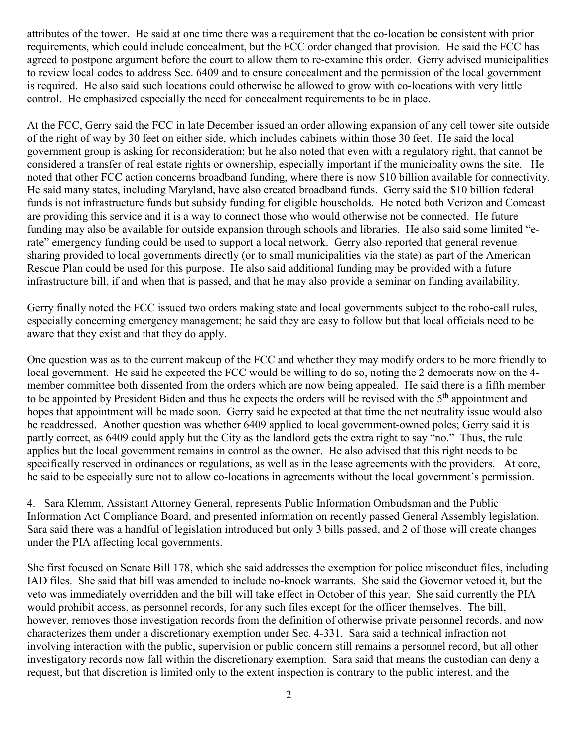attributes of the tower. He said at one time there was a requirement that the co-location be consistent with prior requirements, which could include concealment, but the FCC order changed that provision. He said the FCC has agreed to postpone argument before the court to allow them to re-examine this order. Gerry advised municipalities to review local codes to address Sec. 6409 and to ensure concealment and the permission of the local government is required. He also said such locations could otherwise be allowed to grow with co-locations with very little control. He emphasized especially the need for concealment requirements to be in place.

At the FCC, Gerry said the FCC in late December issued an order allowing expansion of any cell tower site outside of the right of way by 30 feet on either side, which includes cabinets within those 30 feet. He said the local government group is asking for reconsideration; but he also noted that even with a regulatory right, that cannot be considered a transfer of real estate rights or ownership, especially important if the municipality owns the site. He noted that other FCC action concerns broadband funding, where there is now \$10 billion available for connectivity. He said many states, including Maryland, have also created broadband funds. Gerry said the \$10 billion federal funds is not infrastructure funds but subsidy funding for eligible households. He noted both Verizon and Comcast are providing this service and it is a way to connect those who would otherwise not be connected. He future funding may also be available for outside expansion through schools and libraries. He also said some limited "e-rate" emergency funding could be used to support a local network. Gerry also reported that general revenue sharing provided to local governments directly (or to small municipalities via the state) as part of the American Rescue Plan could be used for this purpose. He also said additional funding may be provided with a future infrastructure bill, if and when that is passed, and that he may also provide a seminar on funding availability.

Gerry finally noted the FCC issued two orders making state and local governments subject to the robo-call rules, especially concerning emergency management; he said they are easy to follow but that local officials need to be aware that they exist and that they do apply.

One question was as to the current makeup of the FCC and whether they may modify orders to be more friendly to local government. He said he expected the FCC would be willing to do so, noting the 2 democrats now on the 4-member committee both dissented from the orders which are now being appealed. He said there is a fifth member to be appointed by President Biden and thus he expects the orders will be revised with the 5th appointment and hopes that appointment will be made soon. Gerry said he expected at that time the net neutrality issue would also be readdressed. Another question was whether 6409 applied to local government-owned poles; Gerry said it is partly correct, as 6409 could apply but the City as the landlord gets the extra right to say "no." Thus, the rule applies but the local government remains in control as the owner. He also advised that this right needs to be specifically reserved in ordinances or regulations, as well as in the lease agreements with the providers. At core, he said to be especially sure not to allow co-locations in agreements without the local government's permission.

4. Sara Klemm, Assistant Attorney General, represents Public Information Ombudsman and the Public Information Act Compliance Board, and presented information on recently passed General Assembly legislation. Sara said there was a handful of legislation introduced but only 3 bills passed, and 2 of those will create changes under the PIA affecting local governments.

She first focused on Senate Bill 178, which she said addresses the exemption for police misconduct files, including IAD files. She said that bill was amended to include no-knock warrants. She said the Governor vetoed it, but the veto was immediately overridden and the bill will take effect in October of this year. She said currently the PIA would prohibit access, as personnel records, for any such files except for the officer themselves. The bill, however, removes those investigation records from the definition of otherwise private personnel records, and now characterizes them under a discretionary exemption under Sec. 4-331. Sara said a technical infraction not involving interaction with the public, supervision or public concern still remains a personnel record, but all other investigatory records now fall within the discretionary exemption. Sara said that means the custodian can deny a request, but that discretion is limited only to the extent inspection is contrary to the public interest, and the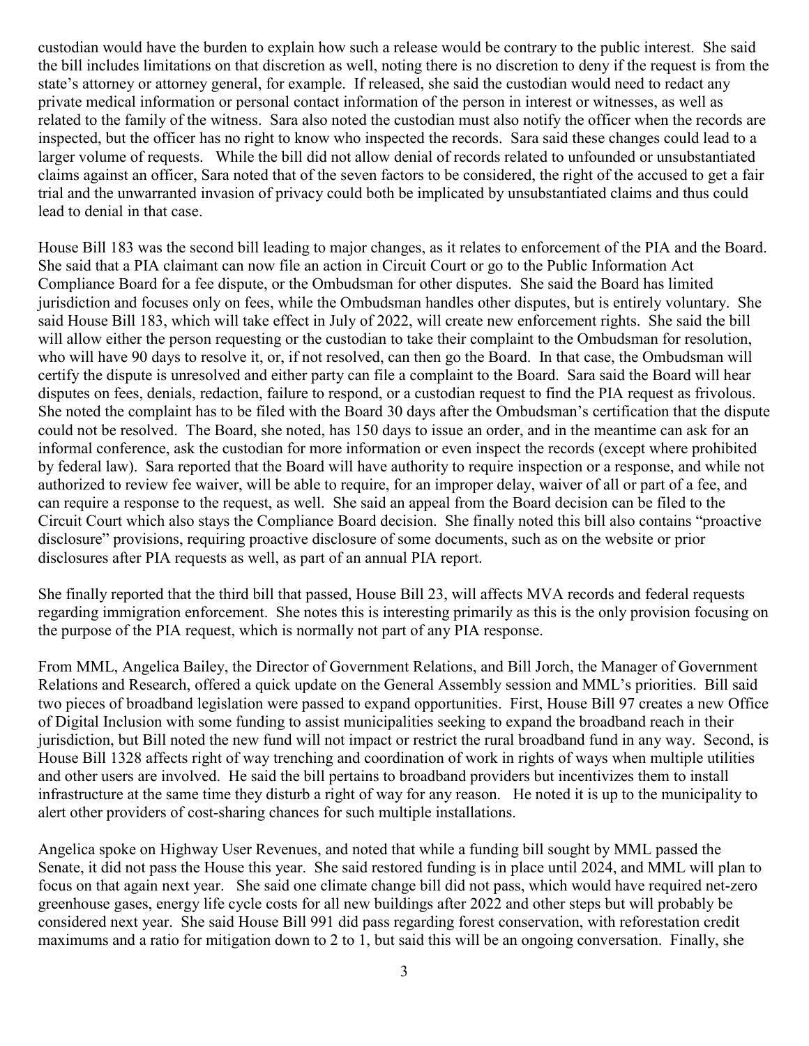custodian would have the burden to explain how such a release would be contrary to the public interest. She said the bill includes limitations on that discretion as well, noting there is no discretion to deny if the request is from the state's attorney or attorney general, for example. If released, she said the custodian would need to redact any private medical information or personal contact information of the person in interest or witnesses, as well as related to the family of the witness. Sara also noted the custodian must also notify the officer when the records are inspected, but the officer has no right to know who inspected the records. Sara said these changes could lead to a larger volume of requests. While the bill did not allow denial of records related to unfounded or unsubstantiated claims against an officer, Sara noted that of the seven factors to be considered, the right of the accused to get a fair trial and the unwarranted invasion of privacy could both be implicated by unsubstantiated claims and thus could lead to denial in that case.

House Bill 183 was the second bill leading to major changes, as it relates to enforcement of the PIA and the Board. She said that a PIA claimant can now file an action in Circuit Court or go to the Public Information Act Compliance Board for a fee dispute, or the Ombudsman for other disputes. She said the Board has limited jurisdiction and focuses only on fees, while the Ombudsman handles other disputes, but is entirely voluntary. She said House Bill 183, which will take effect in July of 2022, will create new enforcement rights. She said the bill will allow either the person requesting or the custodian to take their complaint to the Ombudsman for resolution, who will have 90 days to resolve it, or, if not resolved, can then go the Board. In that case, the Ombudsman will certify the dispute is unresolved and either party can file a complaint to the Board. Sara said the Board will hear disputes on fees, denials, redaction, failure to respond, or a custodian request to find the PIA request as frivolous. She noted the complaint has to be filed with the Board 30 days after the Ombudsman's certification that the dispute could not be resolved. The Board, she noted, has 150 days to issue an order, and in the meantime can ask for an informal conference, ask the custodian for more information or even inspect the records (except where prohibited by federal law). Sara reported that the Board will have authority to require inspection or a response, and while not authorized to review fee waiver, will be able to require, for an improper delay, waiver of all or part of a fee, and can require a response to the request, as well. She said an appeal from the Board decision can be filed to the Circuit Court which also stays the Compliance Board decision. She finally noted this bill also contains "proactive disclosure" provisions, requiring proactive disclosure of some documents, such as on the website or prior disclosures after PIA requests as well, as part of an annual PIA report.

She finally reported that the third bill that passed, House Bill 23, will affects MVA records and federal requests regarding immigration enforcement. She notes this is interesting primarily as this is the only provision focusing on the purpose of the PIA request, which is normally not part of any PIA response.

From MML, Angelica Bailey, the Director of Government Relations, and Bill Jorch, the Manager of Government Relations and Research, offered a quick update on the General Assembly session and MML's priorities. Bill said two pieces of broadband legislation were passed to expand opportunities. First, House Bill 97 creates a new Office of Digital Inclusion with some funding to assist municipalities seeking to expand the broadband reach in their jurisdiction, but Bill noted the new fund will not impact or restrict the rural broadband fund in any way. Second, is House Bill 1328 affects right of way trenching and coordination of work in rights of ways when multiple utilities and other users are involved. He said the bill pertains to broadband providers but incentivizes them to install infrastructure at the same time they disturb a right of way for any reason. He noted it is up to the municipality to alert other providers of cost-sharing chances for such multiple installations.

Angelica spoke on Highway User Revenues, and noted that while a funding bill sought by MML passed the Senate, it did not pass the House this year. She said restored funding is in place until 2024, and MML will plan to focus on that again next year. She said one climate change bill did not pass, which would have required net-zero greenhouse gases, energy life cycle costs for all new buildings after 2022 and other steps but will probably be considered next year. She said House Bill 991 did pass regarding forest conservation, with reforestation credit maximums and a ratio for mitigation down to 2 to 1, but said this will be an ongoing conversation. Finally, she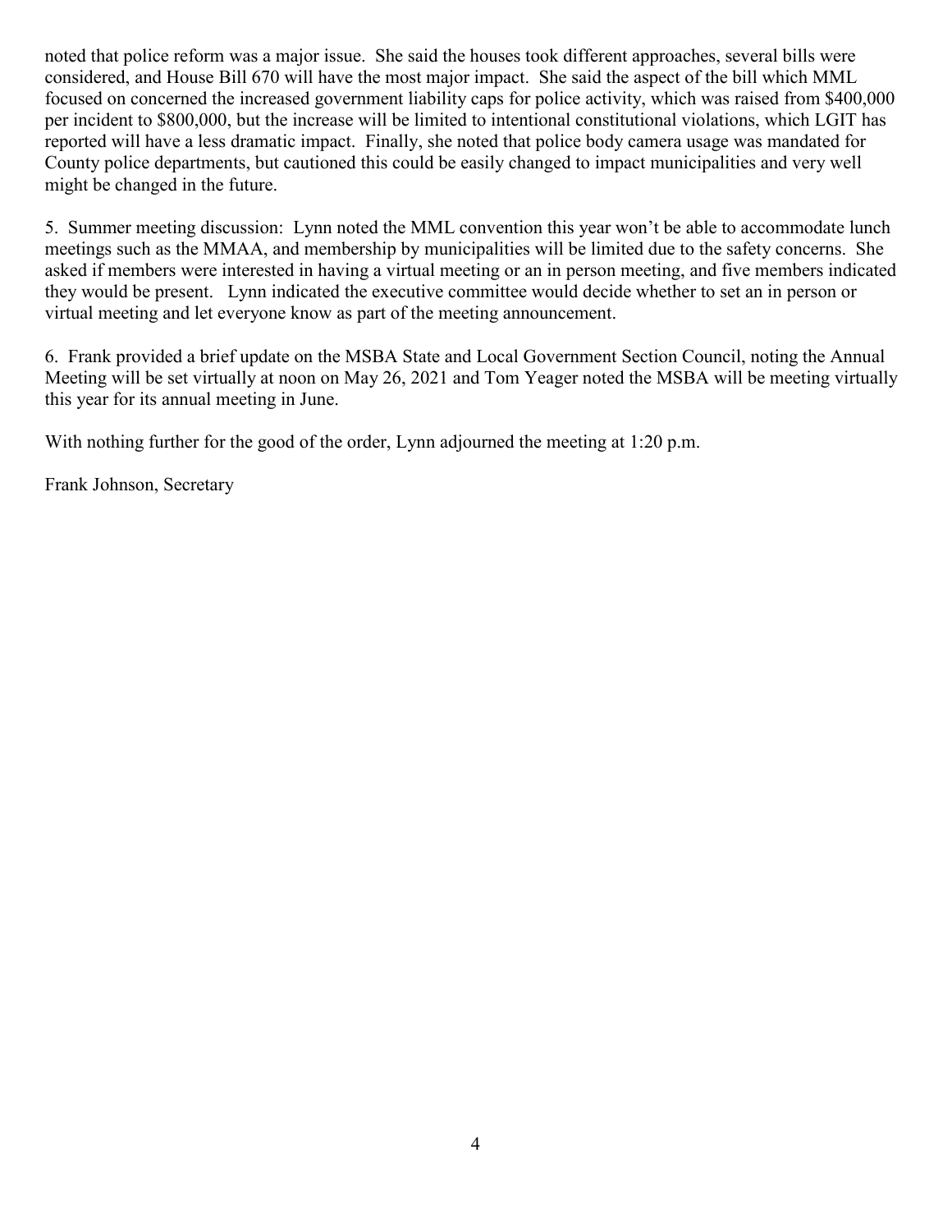noted that police reform was a major issue. She said the houses took different approaches, several bills were considered, and House Bill 670 will have the most major impact. She said the aspect of the bill which MML focused on concerned the increased government liability caps for police activity, which was raised from $400,000 per incident to $800,000, but the increase will be limited to intentional constitutional violations, which LGIT has reported will have a less dramatic impact. Finally, she noted that police body camera usage was mandated for County police departments, but cautioned this could be easily changed to impact municipalities and very well might be changed in the future.

5. Summer meeting discussion: Lynn noted the MML convention this year won't be able to accommodate lunch meetings such as the MMAA, and membership by municipalities will be limited due to the safety concerns. She asked if members were interested in having a virtual meeting or an in person meeting, and five members indicated they would be present. Lynn indicated the executive committee would decide whether to set an in person or virtual meeting and let everyone know as part of the meeting announcement.

6. Frank provided a brief update on the MSBA State and Local Government Section Council, noting the Annual Meeting will be set virtually at noon on May 26, 2021 and Tom Yeager noted the MSBA will be meeting virtually this year for its annual meeting in June.

With nothing further for the good of the order, Lynn adjourned the meeting at 1:20 p.m.

Frank Johnson, Secretary